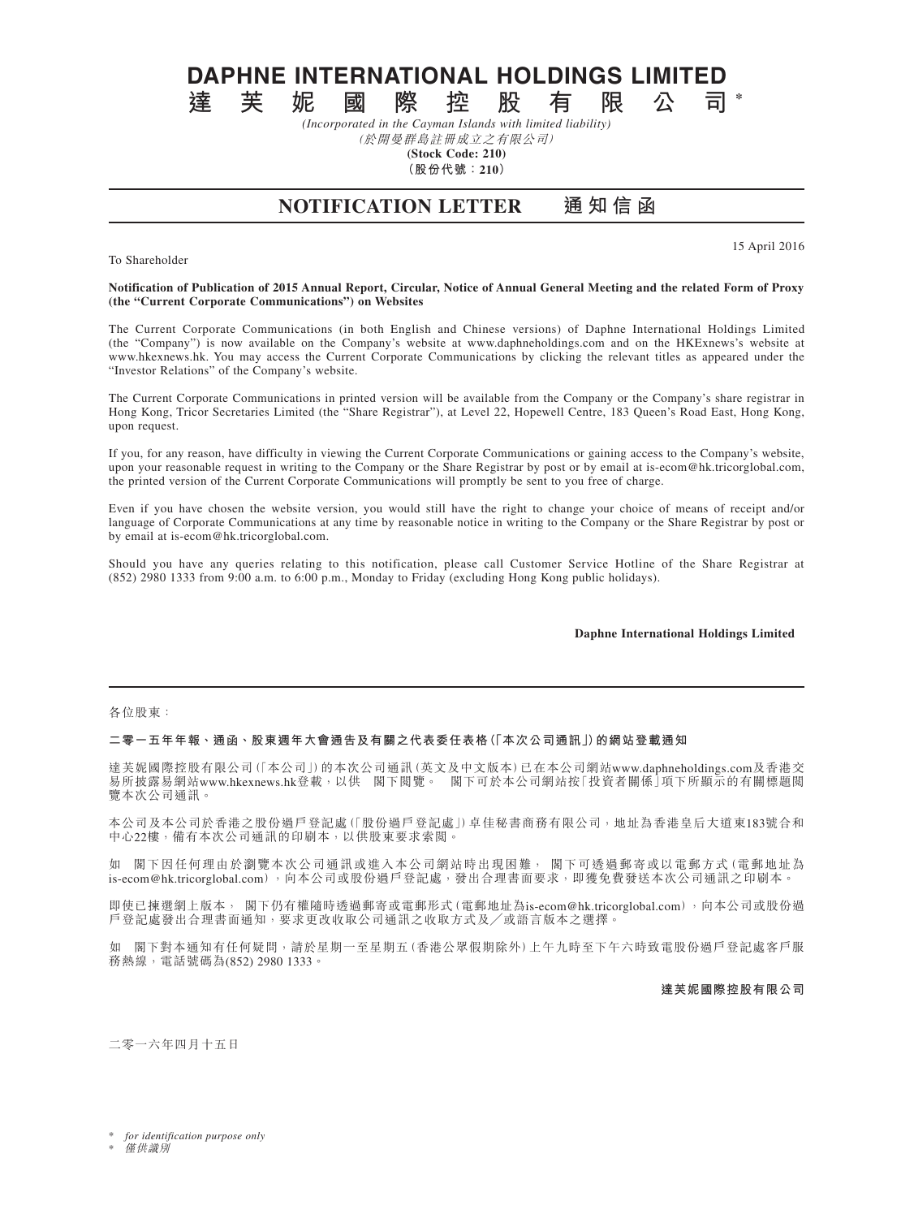# DAPHNE INTERNATIONAL HOLDINGS LIMITED

# 達芙妮國際控股有限公司*

*(Incorporated in the Cayman Islands with limited liability)*

*(於開曼群島註冊成立之有限公司)*

**(Stock Code: 210)**

**（股份代號：210）**

## NOTIFICATION LETTER 通知信函

15 April 2016

To Shareholder

**Notification of Publication of 2015 Annual Report, Circular, Notice of Annual General Meeting and the related Form of Proxy (the "Current Corporate Communications") on Websites**

The Current Corporate Communications (in both English and Chinese versions) of Daphne International Holdings Limited (the "Company") is now available on the Company's website at www.daphneholdings.com and on the HKExnews's website at www.hkexnews.hk. You may access the Current Corporate Communications by clicking the relevant titles as appeared under the "Investor Relations" of the Company's website.

The Current Corporate Communications in printed version will be available from the Company or the Company's share registrar in Hong Kong, Tricor Secretaries Limited (the "Share Registrar"), at Level 22, Hopewell Centre, 183 Queen's Road East, Hong Kong, upon request.

If you, for any reason, have difficulty in viewing the Current Corporate Communications or gaining access to the Company's website, upon your reasonable request in writing to the Company or the Share Registrar by post or by email at is-ecom@hk.tricorglobal.com, the printed version of the Current Corporate Communications will promptly be sent to you free of charge.

Even if you have chosen the website version, you would still have the right to change your choice of means of receipt and/or language of Corporate Communications at any time by reasonable notice in writing to the Company or the Share Registrar by post or by email at is-ecom@hk.tricorglobal.com.

Should you have any queries relating to this notification, please call Customer Service Hotline of the Share Registrar at (852) 2980 1333 from 9:00 a.m. to 6:00 p.m., Monday to Friday (excluding Hong Kong public holidays).

**Daphne International Holdings Limited**

---

各位股東：

**二零一五年年報、通函、股東週年大會通告及有關之代表委任表格(「本次公司通訊」)的網站登載通知**

達芙妮國際控股有限公司(「本公司」)的本次公司通訊(英文及中文版本)已在本公司網站www.daphneholdings.com及香港交易所披露易網站www.hkexnews.hk登載，以供 閣下閱覽。 閣下可於本公司網站按「投資者關係」項下所顯示的有關標題閱覽本次公司通訊。

本公司及本公司於香港之股份過戶登記處(「股份過戶登記處」)卓佳秘書商務有限公司，地址為香港皇后大道東183號合和中心22樓，備有本次公司通訊的印刷本，以供股東要求索閱。

如 閣下因任何理由於瀏覽本次公司通訊或進入本公司網站時出現困難， 閣下可透過郵寄或以電郵方式(電郵地址為is-ecom@hk.tricorglobal.com)，向本公司或股份過戶登記處，發出合理書面要求，即獲免費發送本次公司通訊之印刷本。

即使已揀選網上版本， 閣下仍有權隨時透過郵寄或電郵形式(電郵地址為is-ecom@hk.tricorglobal.com)，向本公司或股份過戶登記處發出合理書面通知，要求更改收取公司通訊之收取方式及／或語言版本之選擇。

如 閣下對本通知有任何疑問，請於星期一至星期五(香港公眾假期除外)上午九時至下午六時致電股份過戶登記處客戶服務熱線，電話號碼為(852) 2980 1333。

**達芙妮國際控股有限公司**

二零一六年四月十五日

\* *for identification purpose only*

\* *僅供識別*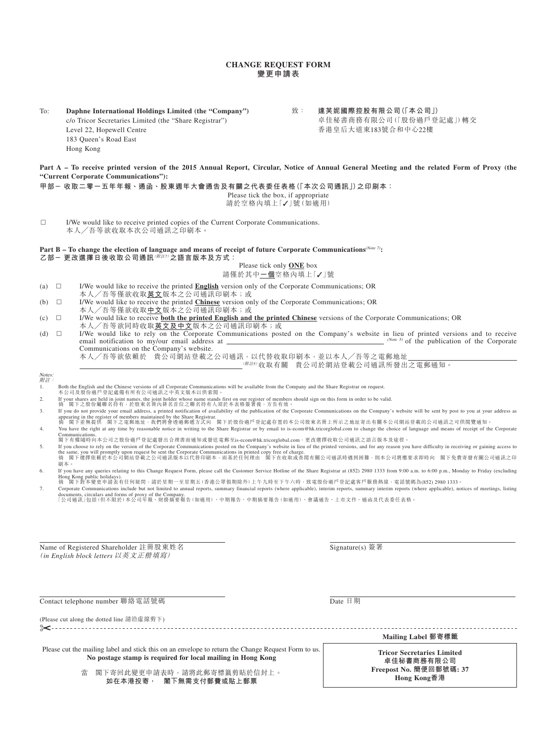# CHANGE REQUEST FORM
# 變更申請表

To: **Daphne International Holdings Limited (the "Company")**
c/o Tricor Secretaries Limited (the "Share Registrar")
Level 22, Hopewell Centre
183 Queen's Road East
Hong Kong

致： **達芙妮國際控股有限公司(「本公司」)**
卓佳秘書商務有限公司(「股份過戶登記處」)轉交
香港皇后大道東183號合和中心22樓

**Part A – To receive printed version of the 2015 Annual Report, Circular, Notice of Annual General Meeting and the related Form of Proxy (the "Current Corporate Communications"):**
**甲部－ 收取二零一五年年報、通函、股東週年大會通告及有關之代表委任表格(「本次公司通訊」)之印刷本：**

Please tick the box, if appropriate
請於空格內填上「✓」號(如適用)

☐ I/We would like to receive printed copies of the Current Corporate Communications.
本人／吾等欲收取本次公司通訊之印刷本。

**Part B – To change the election of language and means of receipt of future Corporate Communications(Note 7):**
**乙部－ 更改選擇日後收取公司通訊(附註7)之語言版本及方式：**

Please tick only **ONE** box
請僅於其中**一個**空格內填上「✓」號

(a) ☐ I/We would like to receive the printed **English** version only of the Corporate Communications; OR
本人／吾等僅欲收取**英文**版本之公司通訊印刷本；或

(b) ☐ I/We would like to receive the printed **Chinese** version only of the Corporate Communications; OR
本人／吾等僅欲收取**中文**版本之公司通訊印刷本；或

(c) ☐ I/We would like to receive **both the printed English and the printed Chinese** versions of the Corporate Communications; OR
本人／吾等欲同時收取**英文及中文**版本之公司通訊印刷本；或

(d) ☐ I/We would like to rely on the Corporate Communications posted on the Company's website in lieu of printed versions and to receive email notification to my/our email address at ______________________ (Note 5) of the publication of the Corporate Communications on the Company's website.
本人／吾等欲依賴於 貴公司網站登載之公司通訊，以代替收取印刷本，並以本人／吾等之電郵地址______________________(附註5)收取有關 貴公司於網站登載公司通訊所發出之電郵通知。

*Notes:*
*附註：*

1. Both the English and the Chinese versions of all Corporate Communications will be available from the Company and the Share Registrar on request.
本公司及股份過戶登記處備有所有公司通訊之中英文版本以供索閱。
2. If your shares are held in joint names, the joint holder whose name stands first on our register of members should sign on this form in order to be valid.
倘 閣下之股份屬聯名持有，於股東名冊內排名首位之聯名持有人須於本表格簽署後，方告有效。
3. If you do not provide your email address, a printed notification of availability of the publication of the Corporate Communications on the Company's website will be sent by post to you at your address as appearing in the register of members maintained by the Share Registrar.
倘 閣下並無提供 閣下之電郵地址，我們將會透過郵遞方式向 閣下於股份過戶登記處存置的本公司股東名冊上所示之地址寄出有關本公司網站登載的公司通訊之可供閱覽通知。
4. You have the right at any time by reasonable notice in writing to the Share Registrar or by email to is-ecom@hk.tricorglobal.com to change the choice of language and means of receipt of the Corporate Communications.
閣下有權隨時向本公司之股份過戶登記處發出合理書面通知或發送電郵至is-ecom@hk.tricorglobal.com，更改選擇收取公司通訊之語言版本及途徑。
5. If you choose to rely on the version of the Corporate Communications posted on the Company's website in lieu of the printed versions, and for any reason you have difficulty in receiving or gaining access to the same, you will promptly upon request be sent the Corporate Communications in printed copy free of charge.
倘 閣下選擇依賴於本公司網站登載之公司通訊版本以代替印刷本，而基於任何理由 閣下在收取或查閱有關公司通訊時遇到困難，則本公司將應要求即時向 閣下免費寄發有關公司通訊之印刷本。
6. If you have any queries relating to this Change Request Form, please call the Customer Service Hotline of the Share Registrar at (852) 2980 1333 from 9:00 a.m. to 6:00 p.m., Monday to Friday (excluding Hong Kong public holidays).
倘 閣下對本變更申請表有任何疑問，請於星期一至星期五(香港公眾假期除外)上午九時至下午六時，致電股份過戶登記處客戶服務熱線，電話號碼為(852) 2980 1333。
7. Corporate Communications include but not limited to annual reports, summary financial reports (where applicable), interim reports, summary interim reports (where applicable), notices of meetings, listing documents, circulars and forms of proxy of the Company.
「公司通訊」包括(但不限於)本公司年報、財務摘要報告(如適用)、中期報告、中期摘要報告(如適用)、會議通告、上市文件、通函及代表委任表格。

______________________
Name of Registered Shareholder 註冊股東姓名
*(in English block letters 以英文正楷填寫)*

______________________
Signature(s) 簽署

______________________
Contact telephone number 聯絡電話號碼

______________________
Date 日期

(Please cut along the dotted line 請沿虛線剪下)

Please cut the mailing label and stick this on an envelope to return the Change Request Form to us.
**No postage stamp is required for local mailing in Hong Kong**

當 閣下寄回此變更申請表時，請將此郵寄標籤剪貼於信封上。
**如在本港投寄， 閣下無需支付郵費或貼上郵票**

**Mailing Label 郵寄標籤**

**Tricor Secretaries Limited**
**卓佳秘書商務有限公司**
**Freepost No. 簡便回郵號碼: 37**
**Hong Kong香港**